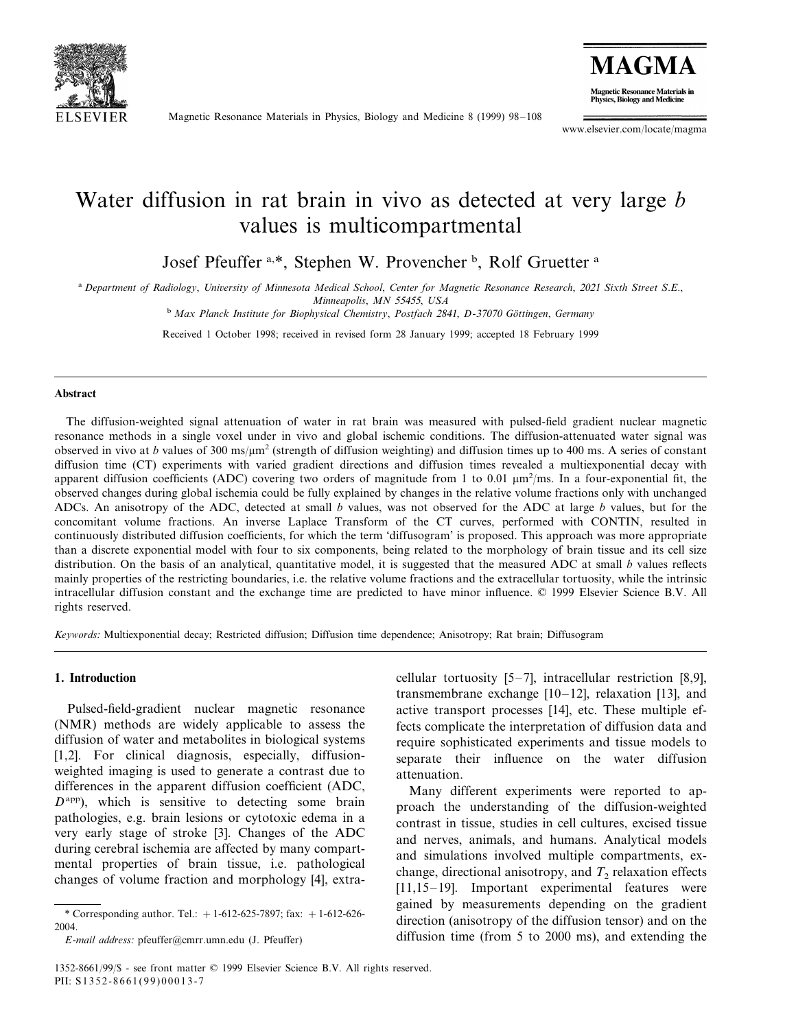# Water diffusion in rat brain in vivo as detected at very large *b* values is multicompartmental

Josef Pfeuffer [a,*], Stephen W. Provencher [b], Rolf Gruetter [a]

[a] *Department of Radiology, University of Minnesota Medical School, Center for Magnetic Resonance Research, 2021 Sixth Street S.E., Minneapolis, MN 55455, USA*

[b] *Max Planck Institute for Biophysical Chemistry, Postfach 2841, D-37070 Göttingen, Germany*

Received 1 October 1998; received in revised form 28 January 1999; accepted 18 February 1999

## Abstract

The diffusion-weighted signal attenuation of water in rat brain was measured with pulsed-field gradient nuclear magnetic resonance methods in a single voxel under in vivo and global ischemic conditions. The diffusion-attenuated water signal was observed in vivo at *b* values of 300 ms/μm$^2$ (strength of diffusion weighting) and diffusion times up to 400 ms. A series of constant diffusion time (CT) experiments with varied gradient directions and diffusion times revealed a multiexponential decay with apparent diffusion coefficients (ADC) covering two orders of magnitude from 1 to 0.01 μm$^2$/ms. In a four-exponential fit, the observed changes during global ischemia could be fully explained by changes in the relative volume fractions only with unchanged ADCs. An anisotropy of the ADC, detected at small *b* values, was not observed for the ADC at large *b* values, but for the concomitant volume fractions. An inverse Laplace Transform of the CT curves, performed with CONTIN, resulted in continuously distributed diffusion coefficients, for which the term 'diffusogram' is proposed. This approach was more appropriate than a discrete exponential model with four to six components, being related to the morphology of brain tissue and its cell size distribution. On the basis of an analytical, quantitative model, it is suggested that the measured ADC at small *b* values reflects mainly properties of the restricting boundaries, i.e. the relative volume fractions and the extracellular tortuosity, while the intrinsic intracellular diffusion constant and the exchange time are predicted to have minor influence. © 1999 Elsevier Science B.V. All rights reserved.

*Keywords:* Multiexponential decay; Restricted diffusion; Diffusion time dependence; Anisotropy; Rat brain; Diffusogram

## 1. Introduction

Pulsed-field-gradient nuclear magnetic resonance (NMR) methods are widely applicable to assess the diffusion of water and metabolites in biological systems [1,2]. For clinical diagnosis, especially, diffusion-weighted imaging is used to generate a contrast due to differences in the apparent diffusion coefficient (ADC, $D^{app}$), which is sensitive to detecting some brain pathologies, e.g. brain lesions or cytotoxic edema in a very early stage of stroke [3]. Changes of the ADC during cerebral ischemia are affected by many compartmental properties of brain tissue, i.e. pathological changes of volume fraction and morphology [4], extracellular tortuosity [5–7], intracellular restriction [8,9], transmembrane exchange [10–12], relaxation [13], and active transport processes [14], etc. These multiple effects complicate the interpretation of diffusion data and require sophisticated experiments and tissue models to separate their influence on the water diffusion attenuation.

Many different experiments were reported to approach the understanding of the diffusion-weighted contrast in tissue, studies in cell cultures, excised tissue and nerves, animals, and humans. Analytical models and simulations involved multiple compartments, exchange, directional anisotropy, and $T_2$ relaxation effects [11,15–19]. Important experimental features were gained by measurements depending on the gradient direction (anisotropy of the diffusion tensor) and on the diffusion time (from 5 to 2000 ms), and extending the

\* Corresponding author. Tel.: +1-612-625-7897; fax: +1-612-626-2004.

*E-mail address:* pfeuffer@cmrr.umn.edu (J. Pfeuffer)

1352-8661/99/$ - see front matter © 1999 Elsevier Science B.V. All rights reserved.
PII: S1352-8661(99)00013-7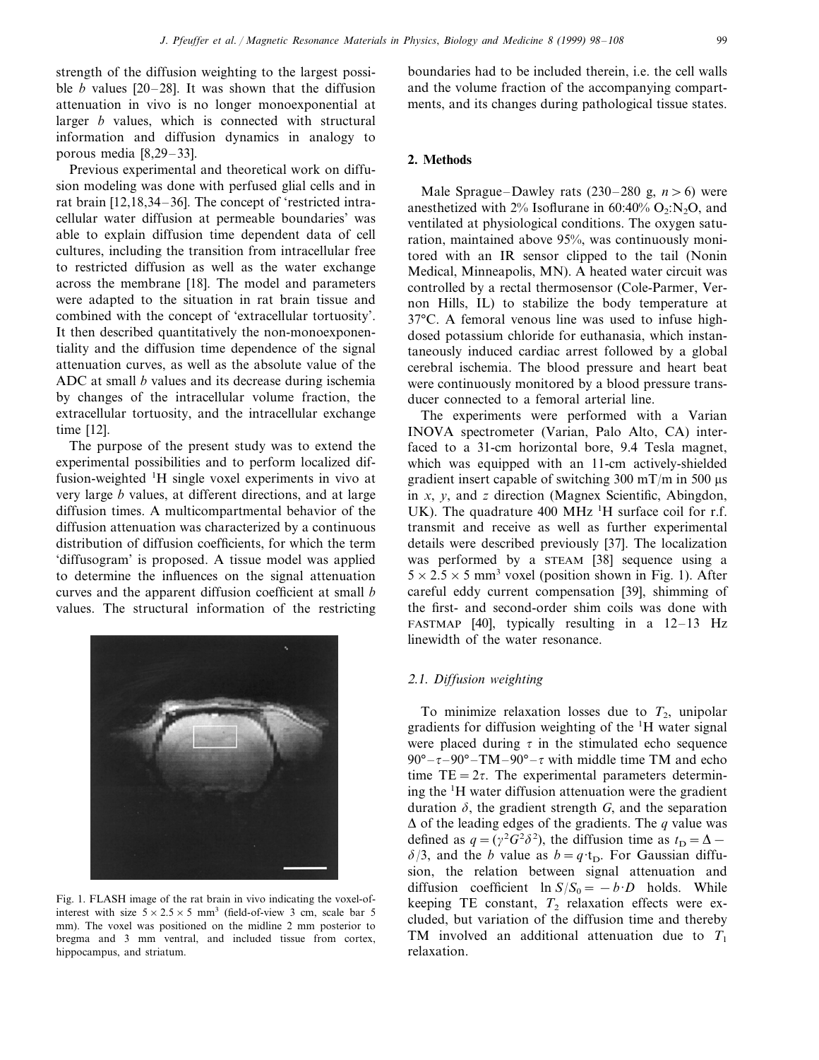strength of the diffusion weighting to the largest possible $b$ values [20–28]. It was shown that the diffusion attenuation in vivo is no longer monoexponential at larger $b$ values, which is connected with structural information and diffusion dynamics in analogy to porous media [8,29–33].

Previous experimental and theoretical work on diffusion modeling was done with perfused glial cells and in rat brain [12,18,34–36]. The concept of 'restricted intracellular water diffusion at permeable boundaries' was able to explain diffusion time dependent data of cell cultures, including the transition from intracellular free to restricted diffusion as well as the water exchange across the membrane [18]. The model and parameters were adapted to the situation in rat brain tissue and combined with the concept of 'extracellular tortuosity'. It then described quantitatively the non-monoexponentiality and the diffusion time dependence of the signal attenuation curves, as well as the absolute value of the ADC at small $b$ values and its decrease during ischemia by changes of the intracellular volume fraction, the extracellular tortuosity, and the intracellular exchange time [12].

The purpose of the present study was to extend the experimental possibilities and to perform localized diffusion-weighted $^1$H single voxel experiments in vivo at very large $b$ values, at different directions, and at large diffusion times. A multicompartmental behavior of the diffusion attenuation was characterized by a continuous distribution of diffusion coefficients, for which the term 'diffusogram' is proposed. A tissue model was applied to determine the influences on the signal attenuation curves and the apparent diffusion coefficient at small $b$ values. The structural information of the restricting boundaries had to be included therein, i.e. the cell walls and the volume fraction of the accompanying compartments, and its changes during pathological tissue states.

Fig. 1. FLASH image of the rat brain in vivo indicating the voxel-of-interest with size $5 \times 2.5 \times 5$ mm$^3$ (field-of-view 3 cm, scale bar 5 mm). The voxel was positioned on the midline 2 mm posterior to bregma and 3 mm ventral, and included tissue from cortex, hippocampus, and striatum.

## 2. Methods

Male Sprague–Dawley rats (230–280 g, $n > 6$) were anesthetized with 2% Isoflurane in 60:40% $O_2$:$N_2O$, and ventilated at physiological conditions. The oxygen saturation, maintained above 95%, was continuously monitored with an IR sensor clipped to the tail (Nonin Medical, Minneapolis, MN). A heated water circuit was controlled by a rectal thermosensor (Cole-Parmer, Vernon Hills, IL) to stabilize the body temperature at 37°C. A femoral venous line was used to infuse high-dosed potassium chloride for euthanasia, which instantaneously induced cardiac arrest followed by a global cerebral ischemia. The blood pressure and heart beat were continuously monitored by a blood pressure transducer connected to a femoral arterial line.

The experiments were performed with a Varian INOVA spectrometer (Varian, Palo Alto, CA) interfaced to a 31-cm horizontal bore, 9.4 Tesla magnet, which was equipped with an 11-cm actively-shielded gradient insert capable of switching 300 mT/m in 500 μs in $x$, $y$, and $z$ direction (Magnex Scientific, Abingdon, UK). The quadrature 400 MHz $^1$H surface coil for r.f. transmit and receive as well as further experimental details were described previously [37]. The localization was performed by a STEAM [38] sequence using a $5 \times 2.5 \times 5$ mm$^3$ voxel (position shown in Fig. 1). After careful eddy current compensation [39], shimming of the first- and second-order shim coils was done with FASTMAP [40], typically resulting in a 12–13 Hz linewidth of the water resonance.

### 2.1. Diffusion weighting

To minimize relaxation losses due to $T_2$, unipolar gradients for diffusion weighting of the $^1$H water signal were placed during $\tau$ in the stimulated echo sequence $90°-\tau-90°-\text{TM}-90°-\tau$ with middle time TM and echo time $\text{TE} = 2\tau$. The experimental parameters determining the $^1$H water diffusion attenuation were the gradient duration $\delta$, the gradient strength $G$, and the separation $\Delta$ of the leading edges of the gradients. The $q$ value was defined as $q = (\gamma^2 G^2 \delta^2)$, the diffusion time as $t_D = \Delta - \delta/3$, and the $b$ value as $b = q \cdot t_D$. For Gaussian diffusion, the relation between signal attenuation and diffusion coefficient $\ln S/S_0 = -b \cdot D$ holds. While keeping TE constant, $T_2$ relaxation effects were excluded, but variation of the diffusion time and thereby TM involved an additional attenuation due to $T_1$ relaxation.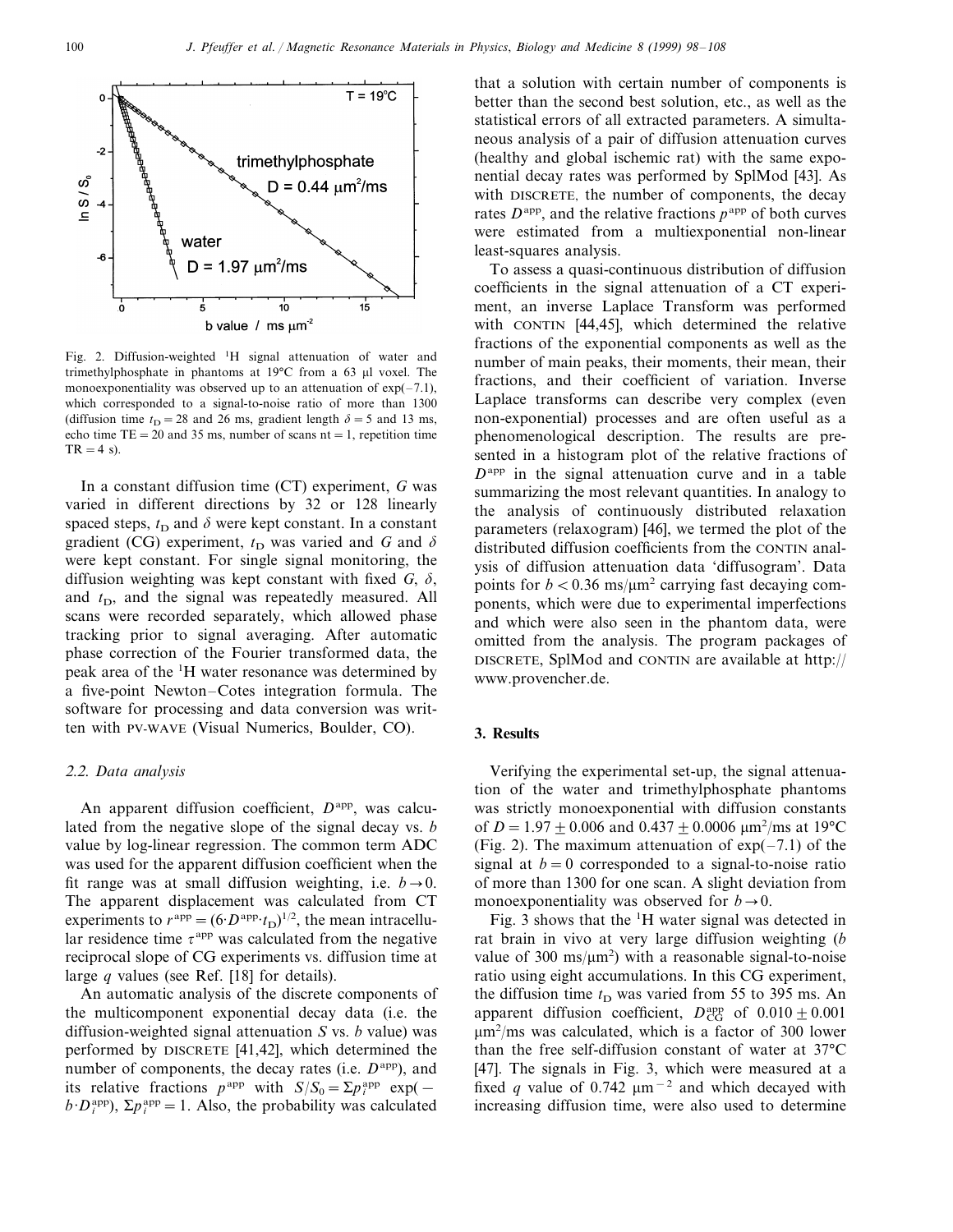Fig. 2. Diffusion-weighted $^1H$ signal attenuation of water and trimethylphosphate in phantoms at 19°C from a 63 μl voxel. The monoexponentiality was observed up to an attenuation of exp(−7.1), which corresponded to a signal-to-noise ratio of more than 1300 (diffusion time $t_D = 28$ and 26 ms, gradient length $\delta = 5$ and 13 ms, echo time TE = 20 and 35 ms, number of scans nt = 1, repetition time TR = 4 s).

In a constant diffusion time (CT) experiment, $G$ was varied in different directions by 32 or 128 linearly spaced steps, $t_D$ and $\delta$ were kept constant. In a constant gradient (CG) experiment, $t_D$ was varied and $G$ and $\delta$ were kept constant. For single signal monitoring, the diffusion weighting was kept constant with fixed $G$, $\delta$, and $t_D$, and the signal was repeatedly measured. All scans were recorded separately, which allowed phase tracking prior to signal averaging. After automatic phase correction of the Fourier transformed data, the peak area of the $^1H$ water resonance was determined by a five-point Newton–Cotes integration formula. The software for processing and data conversion was written with PV-WAVE (Visual Numerics, Boulder, CO).

### 2.2. Data analysis

An apparent diffusion coefficient, $D^{app}$, was calculated from the negative slope of the signal decay vs. $b$ value by log-linear regression. The common term ADC was used for the apparent diffusion coefficient when the fit range was at small diffusion weighting, i.e. $b \to 0$. The apparent displacement was calculated from CT experiments to $r^{app} = (6 \cdot D^{app} \cdot t_D)^{1/2}$, the mean intracellular residence time $\tau^{app}$ was calculated from the negative reciprocal slope of CG experiments vs. diffusion time at large $q$ values (see Ref. [18] for details).

An automatic analysis of the discrete components of the multicomponent exponential decay data (i.e. the diffusion-weighted signal attenuation $S$ vs. $b$ value) was performed by DISCRETE [41,42], which determined the number of components, the decay rates (i.e. $D^{app}$), and its relative fractions $p^{app}$ with $S/S_0 = \Sigma p_i^{app} \exp(-b \cdot D_i^{app})$, $\Sigma p_i^{app} = 1$. Also, the probability was calculated that a solution with certain number of components is better than the second best solution, etc., as well as the statistical errors of all extracted parameters. A simultaneous analysis of a pair of diffusion attenuation curves (healthy and global ischemic rat) with the same exponential decay rates was performed by SplMod [43]. As with DISCRETE, the number of components, the decay rates $D^{app}$, and the relative fractions $p^{app}$ of both curves were estimated from a multiexponential non-linear least-squares analysis.

To assess a quasi-continuous distribution of diffusion coefficients in the signal attenuation of a CT experiment, an inverse Laplace Transform was performed with CONTIN [44,45], which determined the relative fractions of the exponential components as well as the number of main peaks, their moments, their mean, their fractions, and their coefficient of variation. Inverse Laplace transforms can describe very complex (even non-exponential) processes and are often useful as a phenomenological description. The results are presented in a histogram plot of the relative fractions of $D^{app}$ in the signal attenuation curve and in a table summarizing the most relevant quantities. In analogy to the analysis of continuously distributed relaxation parameters (relaxogram) [46], we termed the plot of the distributed diffusion coefficients from the CONTIN analysis of diffusion attenuation data 'diffusogram'. Data points for $b < 0.36$ ms/μm² carrying fast decaying components, which were due to experimental imperfections and which were also seen in the phantom data, were omitted from the analysis. The program packages of DISCRETE, SplMod and CONTIN are available at http://www.provencher.de.

## 3. Results

Verifying the experimental set-up, the signal attenuation of the water and trimethylphosphate phantoms was strictly monoexponential with diffusion constants of $D = 1.97 \pm 0.006$ and $0.437 \pm 0.0006$ μm²/ms at 19°C (Fig. 2). The maximum attenuation of exp(−7.1) of the signal at $b = 0$ corresponded to a signal-to-noise ratio of more than 1300 for one scan. A slight deviation from monoexponentiality was observed for $b \to 0$.

Fig. 3 shows that the $^1H$ water signal was detected in rat brain in vivo at very large diffusion weighting ($b$ value of 300 ms/μm²) with a reasonable signal-to-noise ratio using eight accumulations. In this CG experiment, the diffusion time $t_D$ was varied from 55 to 395 ms. An apparent diffusion coefficient, $D_{CG}^{app}$ of $0.010 \pm 0.001$ μm²/ms was calculated, which is a factor of 300 lower than the free self-diffusion constant of water at 37°C [47]. The signals in Fig. 3, which were measured at a fixed $q$ value of 0.742 μm$^{-2}$ and which decayed with increasing diffusion time, were also used to determine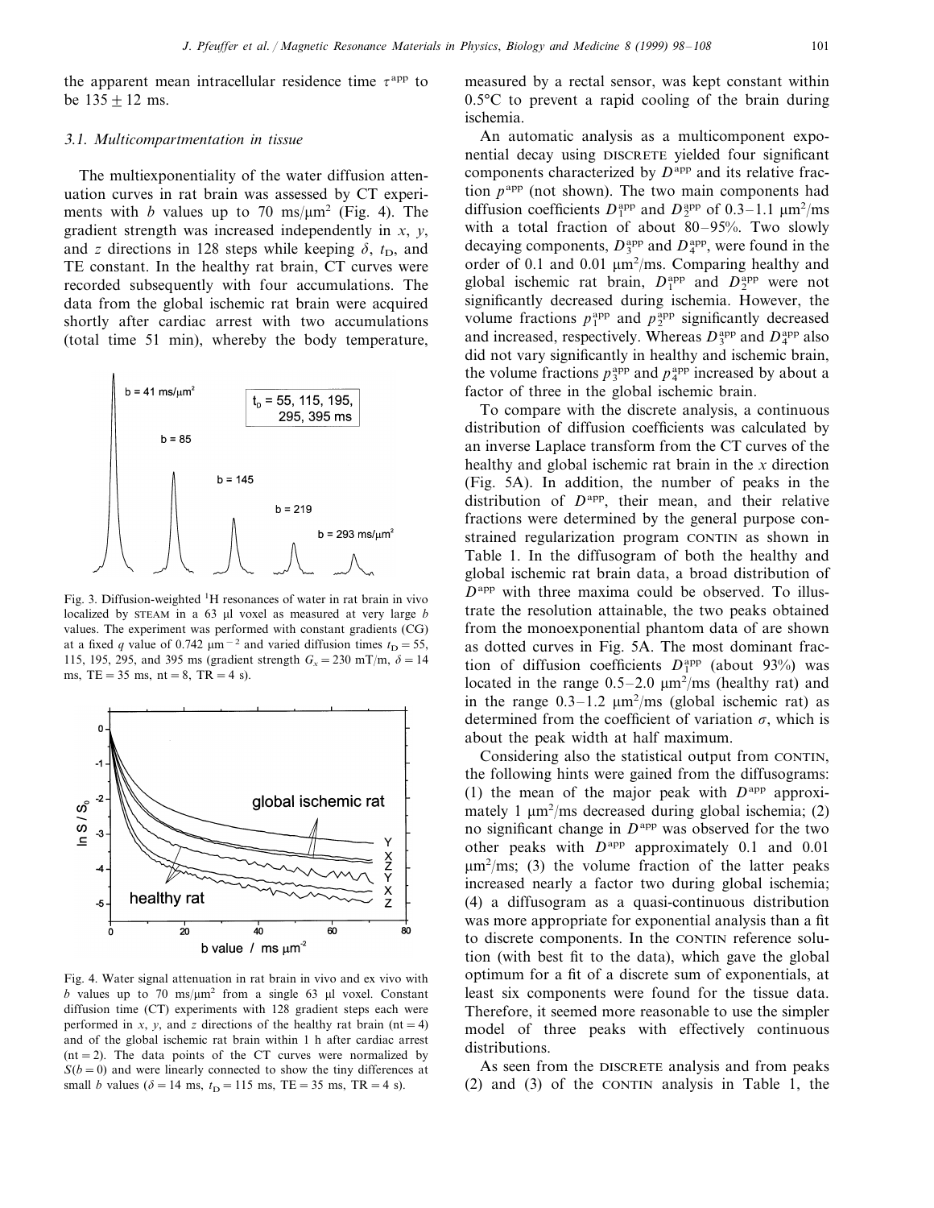the apparent mean intracellular residence time $\tau^{app}$ to be $135 \pm 12$ ms.

### 3.1. Multicompartmentation in tissue

The multiexponentiality of the water diffusion attenuation curves in rat brain was assessed by CT experiments with $b$ values up to 70 ms/μm$^2$ (Fig. 4). The gradient strength was increased independently in $x$, $y$, and $z$ directions in 128 steps while keeping $\delta$, $t_D$, and TE constant. In the healthy rat brain, CT curves were recorded subsequently with four accumulations. The data from the global ischemic rat brain were acquired shortly after cardiac arrest with two accumulations (total time 51 min), whereby the body temperature, measured by a rectal sensor, was kept constant within 0.5°C to prevent a rapid cooling of the brain during ischemia.

Fig. 3. Diffusion-weighted $^1$H resonances of water in rat brain in vivo localized by STEAM in a 63 μl voxel as measured at very large $b$ values. The experiment was performed with constant gradients (CG) at a fixed $q$ value of 0.742 μm$^{-2}$ and varied diffusion times $t_D = 55$, 115, 195, 295, and 395 ms (gradient strength $G_x = 230$ mT/m, $\delta = 14$ ms, TE = 35 ms, nt = 8, TR = 4 s).

Fig. 4. Water signal attenuation in rat brain in vivo and ex vivo with $b$ values up to 70 ms/μm$^2$ from a single 63 μl voxel. Constant diffusion time (CT) experiments with 128 gradient steps each were performed in $x$, $y$, and $z$ directions of the healthy rat brain (nt = 4) and of the global ischemic rat brain within 1 h after cardiac arrest (nt = 2). The data points of the CT curves were normalized by $S(b = 0)$ and were linearly connected to show the tiny differences at small $b$ values ($\delta = 14$ ms, $t_D = 115$ ms, TE = 35 ms, TR = 4 s).

An automatic analysis as a multicomponent exponential decay using DISCRETE yielded four significant components characterized by $D^{app}$ and its relative fraction $p^{app}$ (not shown). The two main components had diffusion coefficients $D_1^{app}$ and $D_2^{app}$ of 0.3–1.1 μm$^2$/ms with a total fraction of about 80–95%. Two slowly decaying components, $D_3^{app}$ and $D_4^{app}$, were found in the order of 0.1 and 0.01 μm$^2$/ms. Comparing healthy and global ischemic rat brain, $D_1^{app}$ and $D_2^{app}$ were not significantly decreased during ischemia. However, the volume fractions $p_1^{app}$ and $p_2^{app}$ significantly decreased and increased, respectively. Whereas $D_3^{app}$ and $D_4^{app}$ also did not vary significantly in healthy and ischemic brain, the volume fractions $p_3^{app}$ and $p_4^{app}$ increased by about a factor of three in the global ischemic brain.

To compare with the discrete analysis, a continuous distribution of diffusion coefficients was calculated by an inverse Laplace transform from the CT curves of the healthy and global ischemic rat brain in the $x$ direction (Fig. 5A). In addition, the number of peaks in the distribution of $D^{app}$, their mean, and their relative fractions were determined by the general purpose constrained regularization program CONTIN as shown in Table 1. In the diffusogram of both the healthy and global ischemic rat brain data, a broad distribution of $D^{app}$ with three maxima could be observed. To illustrate the resolution attainable, the two peaks obtained from the monoexponential phantom data of are shown as dotted curves in Fig. 5A. The most dominant fraction of diffusion coefficients $D_1^{app}$ (about 93%) was located in the range 0.5–2.0 μm$^2$/ms (healthy rat) and in the range 0.3–1.2 μm$^2$/ms (global ischemic rat) as determined from the coefficient of variation $\sigma$, which is about the peak width at half maximum.

Considering also the statistical output from CONTIN, the following hints were gained from the diffusograms: (1) the mean of the major peak with $D^{app}$ approximately 1 μm$^2$/ms decreased during global ischemia; (2) no significant change in $D^{app}$ was observed for the two other peaks with $D^{app}$ approximately 0.1 and 0.01 μm$^2$/ms; (3) the volume fraction of the latter peaks increased nearly a factor two during global ischemia; (4) a diffusogram as a quasi-continuous distribution was more appropriate for exponential analysis than a fit to discrete components. In the CONTIN reference solution (with best fit to the data), which gave the global optimum for a fit of a discrete sum of exponentials, at least six components were found for the tissue data. Therefore, it seemed more reasonable to use the simpler model of three peaks with effectively continuous distributions.

As seen from the DISCRETE analysis and from peaks (2) and (3) of the CONTIN analysis in Table 1, the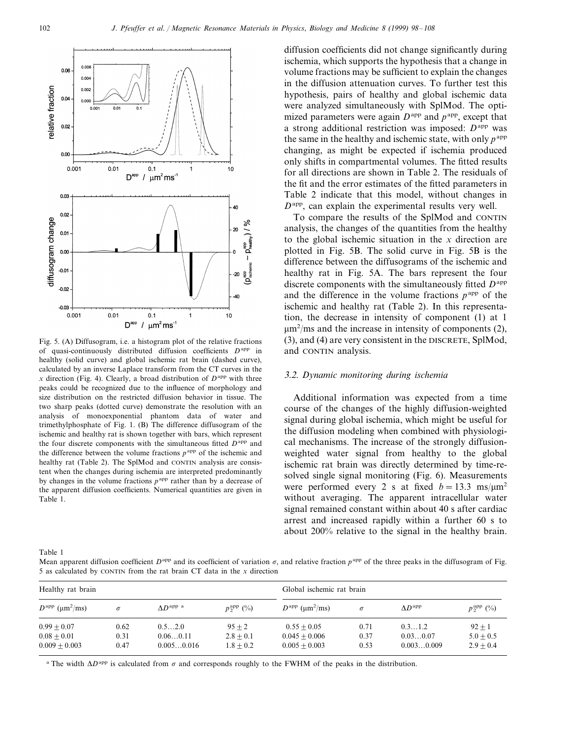Fig. 5. (A) Diffusogram, i.e. a histogram plot of the relative fractions of quasi-continuously distributed diffusion coefficients $D^{app}$ in healthy (solid curve) and global ischemic rat brain (dashed curve), calculated by an inverse Laplace transform from the CT curves in the $x$ direction (Fig. 4). Clearly, a broad distribution of $D^{app}$ with three peaks could be recognized due to the influence of morphology and size distribution on the restricted diffusion behavior in tissue. The two sharp peaks (dotted curve) demonstrate the resolution with an analysis of monoexponential phantom data of water and trimethylphosphate of Fig. 1. (B) The difference diffusogram of the ischemic and healthy rat is shown together with bars, which represent the four discrete components with the simultaneous fitted $D^{app}$ and the difference between the volume fractions $p^{app}$ of the ischemic and healthy rat (Table 2). The SplMod and CONTIN analysis are consistent when the changes during ischemia are interpreted predominantly by changes in the volume fractions $p^{app}$ rather than by a decrease of the apparent diffusion coefficients. Numerical quantities are given in Table 1.

diffusion coefficients did not change significantly during ischemia, which supports the hypothesis that a change in volume fractions may be sufficient to explain the changes in the diffusion attenuation curves. To further test this hypothesis, pairs of healthy and global ischemic data were analyzed simultaneously with SplMod. The optimized parameters were again $D^{app}$ and $p^{app}$, except that a strong additional restriction was imposed: $D^{app}$ was the same in the healthy and ischemic state, with only $p^{app}$ changing, as might be expected if ischemia produced only shifts in compartmental volumes. The fitted results for all directions are shown in Table 2. The residuals of the fit and the error estimates of the fitted parameters in Table 2 indicate that this model, without changes in $D^{app}$, can explain the experimental results very well.

To compare the results of the SplMod and CONTIN analysis, the changes of the quantities from the healthy to the global ischemic situation in the $x$ direction are plotted in Fig. 5B. The solid curve in Fig. 5B is the difference between the diffusograms of the ischemic and healthy rat in Fig. 5A. The bars represent the four discrete components with the simultaneously fitted $D^{app}$ and the difference in the volume fractions $p^{app}$ of the ischemic and healthy rat (Table 2). In this representation, the decrease in intensity of component (1) at 1 $\mu m^2$/ms and the increase in intensity of components (2), (3), and (4) are very consistent in the DISCRETE, SplMod, and CONTIN analysis.

### 3.2. Dynamic monitoring during ischemia

Additional information was expected from a time course of the changes of the highly diffusion-weighted signal during global ischemia, which might be useful for the diffusion modeling when combined with physiological mechanisms. The increase of the strongly diffusion-weighted water signal from healthy to the global ischemic rat brain was directly determined by time-resolved single signal monitoring (Fig. 6). Measurements were performed every 2 s at fixed $b = 13.3$ ms/$\mu m^2$ without averaging. The apparent intracellular water signal remained constant within about 40 s after cardiac arrest and increased rapidly within a further 60 s to about 200% relative to the signal in the healthy brain.

Table 1
Mean apparent diffusion coefficient $D^{app}$ and its coefficient of variation $\sigma$, and relative fraction $p^{app}$ of the three peaks in the diffusogram of Fig. 5 as calculated by CONTIN from the rat brain CT data in the $x$ direction

| Healthy rat brain | | | | Global ischemic rat brain | | | |
|---|---|---|---|---|---|---|---|
| $D^{app}$ ($\mu m^2$/ms) | $\sigma$ | $\Delta D^{app}$ [a] | $p_2^{app}$ (%) | $D^{app}$ ($\mu m^2$/ms) | $\sigma$ | $\Delta D^{app}$ | $p_2^{app}$ (%) |
| $0.99 \pm 0.07$ | 0.62 | 0.5…2.0 | $95 \pm 2$ | $0.55 \pm 0.05$ | 0.71 | 0.3…1.2 | $92 \pm 1$ |
| $0.08 \pm 0.01$ | 0.31 | 0.06…0.11 | $2.8 \pm 0.1$ | $0.045 \pm 0.006$ | 0.37 | 0.03…0.07 | $5.0 \pm 0.5$ |
| $0.009 \pm 0.003$ | 0.47 | 0.005…0.016 | $1.8 \pm 0.2$ | $0.005 \pm 0.003$ | 0.53 | 0.003…0.009 | $2.9 \pm 0.4$ |

[a] The width $\Delta D^{app}$ is calculated from $\sigma$ and corresponds roughly to the FWHM of the peaks in the distribution.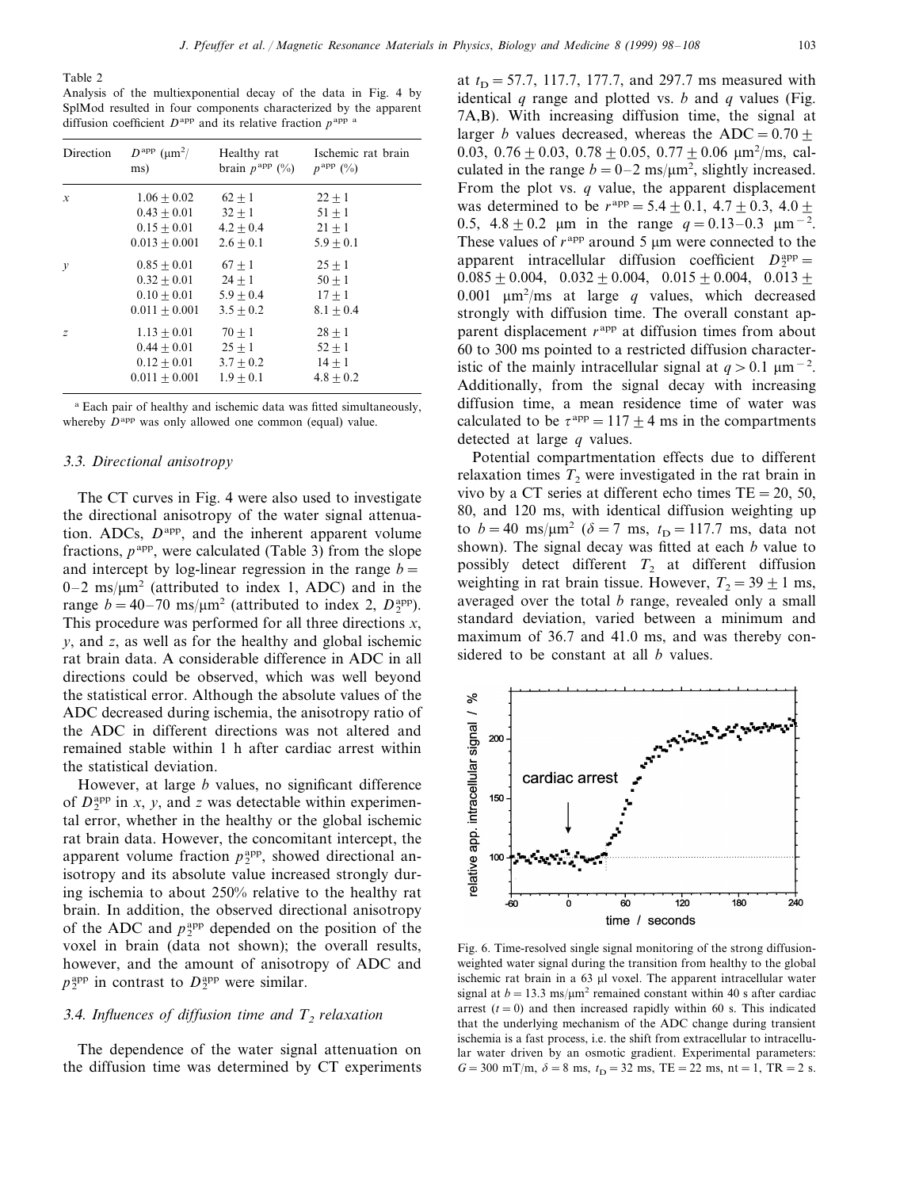Table 2
Analysis of the multiexponential decay of the data in Fig. 4 by SplMod resulted in four components characterized by the apparent diffusion coefficient $D^{app}$ and its relative fraction $p^{app}$ [a]

| Direction | $D^{app}$ ($\mu m^2$/ms) | Healthy rat brain $p^{app}$ (%) | Ischemic rat brain $p^{app}$ (%) |
|---|---|---|---|
| $x$ | $1.06 \pm 0.02$ | $62 \pm 1$ | $22 \pm 1$ |
| | $0.43 \pm 0.01$ | $32 \pm 1$ | $51 \pm 1$ |
| | $0.15 \pm 0.01$ | $4.2 \pm 0.4$ | $21 \pm 1$ |
| | $0.013 \pm 0.001$ | $2.6 \pm 0.1$ | $5.9 \pm 0.1$ |
| $y$ | $0.85 \pm 0.01$ | $67 \pm 1$ | $25 \pm 1$ |
| | $0.32 \pm 0.01$ | $24 \pm 1$ | $50 \pm 1$ |
| | $0.10 \pm 0.01$ | $5.9 \pm 0.4$ | $17 \pm 1$ |
| | $0.011 \pm 0.001$ | $3.5 \pm 0.2$ | $8.1 \pm 0.4$ |
| $z$ | $1.13 \pm 0.01$ | $70 \pm 1$ | $28 \pm 1$ |
| | $0.44 \pm 0.01$ | $25 \pm 1$ | $52 \pm 1$ |
| | $0.12 \pm 0.01$ | $3.7 \pm 0.2$ | $14 \pm 1$ |
| | $0.011 \pm 0.001$ | $1.9 \pm 0.1$ | $4.8 \pm 0.2$ |

[a] Each pair of healthy and ischemic data was fitted simultaneously, whereby $D^{app}$ was only allowed one common (equal) value.

### 3.3. Directional anisotropy

The CT curves in Fig. 4 were also used to investigate the directional anisotropy of the water signal attenuation. ADCs, $D^{app}$, and the inherent apparent volume fractions, $p^{app}$, were calculated (Table 3) from the slope and intercept by log-linear regression in the range $b = 0$–$2$ ms/$\mu m^2$ (attributed to index 1, ADC) and in the range $b = 40$–$70$ ms/$\mu m^2$ (attributed to index 2, $D_2^{app}$). This procedure was performed for all three directions $x$, $y$, and $z$, as well as for the healthy and global ischemic rat brain data. A considerable difference in ADC in all directions could be observed, which was well beyond the statistical error. Although the absolute values of the ADC decreased during ischemia, the anisotropy ratio of the ADC in different directions was not altered and remained stable within 1 h after cardiac arrest within the statistical deviation.

However, at large $b$ values, no significant difference of $D_2^{app}$ in $x$, $y$, and $z$ was detectable within experimental error, whether in the healthy or the global ischemic rat brain data. However, the concomitant intercept, the apparent volume fraction $p_2^{app}$, showed directional anisotropy and its absolute value increased strongly during ischemia to about 250% relative to the healthy rat brain. In addition, the observed directional anisotropy of the ADC and $p_2^{app}$ depended on the position of the voxel in brain (data not shown); the overall results, however, and the amount of anisotropy of ADC and $p_2^{app}$ in contrast to $D_2^{app}$ were similar.

### 3.4. Influences of diffusion time and $T_2$ relaxation

The dependence of the water signal attenuation on the diffusion time was determined by CT experiments at $t_D = 57.7$, $117.7$, $177.7$, and $297.7$ ms measured with identical $q$ range and plotted vs. $b$ and $q$ values (Fig. 7A,B). With increasing diffusion time, the signal at larger $b$ values decreased, whereas the ADC $= 0.70 \pm 0.03$, $0.76 \pm 0.03$, $0.78 \pm 0.05$, $0.77 \pm 0.06$ $\mu m^2$/ms, calculated in the range $b = 0$–$2$ ms/$\mu m^2$, slightly increased. From the plot vs. $q$ value, the apparent displacement was determined to be $r^{app} = 5.4 \pm 0.1$, $4.7 \pm 0.3$, $4.0 \pm 0.5$, $4.8 \pm 0.2$ $\mu m$ in the range $q = 0.13$–$0.3$ $\mu m^{-2}$. These values of $r^{app}$ around 5 $\mu m$ were connected to the apparent intracellular diffusion coefficient $D_2^{app} = 0.085 \pm 0.004$, $0.032 \pm 0.004$, $0.015 \pm 0.004$, $0.013 \pm 0.001$ $\mu m^2$/ms at large $q$ values, which decreased strongly with diffusion time. The overall constant apparent displacement $r^{app}$ at diffusion times from about 60 to 300 ms pointed to a restricted diffusion characteristic of the mainly intracellular signal at $q > 0.1$ $\mu m^{-2}$. Additionally, from the signal decay with increasing diffusion time, a mean residence time of water was calculated to be $\tau^{app} = 117 \pm 4$ ms in the compartments detected at large $q$ values.

Potential compartmentation effects due to different relaxation times $T_2$ were investigated in the rat brain in vivo by a CT series at different echo times TE $= 20$, $50$, $80$, and $120$ ms, with identical diffusion weighting up to $b = 40$ ms/$\mu m^2$ ($\delta = 7$ ms, $t_D = 117.7$ ms, data not shown). The signal decay was fitted at each $b$ value to possibly detect different $T_2$ at different diffusion weighting in rat brain tissue. However, $T_2 = 39 \pm 1$ ms, averaged over the total $b$ range, revealed only a small standard deviation, varied between a minimum and maximum of 36.7 and 41.0 ms, and was thereby considered to be constant at all $b$ values.

Fig. 6. Time-resolved single signal monitoring of the strong diffusion-weighted water signal during the transition from healthy to the global ischemic rat brain in a 63 µl voxel. The apparent intracellular water signal at $b = 13.3$ ms/$\mu m^2$ remained constant within 40 s after cardiac arrest ($t = 0$) and then increased rapidly within 60 s. This indicated that the underlying mechanism of the ADC change during transient ischemia is a fast process, i.e. the shift from extracellular to intracellular water driven by an osmotic gradient. Experimental parameters: $G = 300$ mT/m, $\delta = 8$ ms, $t_D = 32$ ms, TE $= 22$ ms, nt $= 1$, TR $= 2$ s.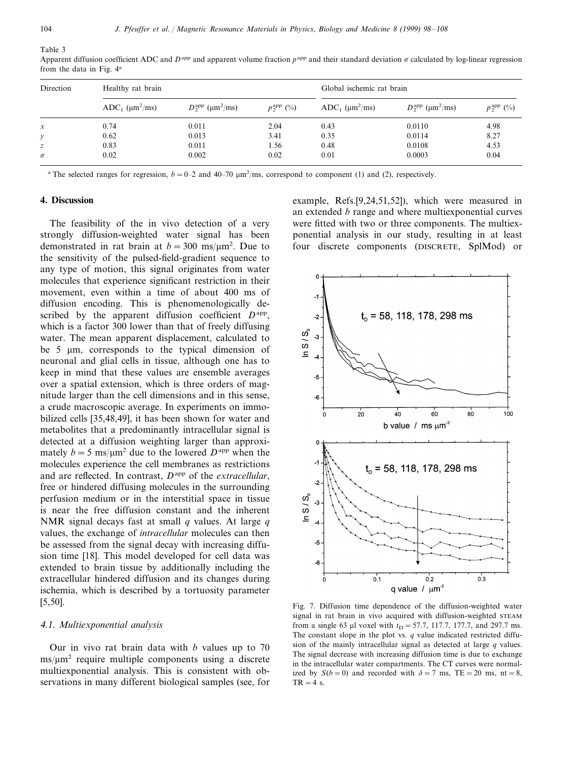Table 3
Apparent diffusion coefficient ADC and $D^{app}$ and apparent volume fraction $p^{app}$ and their standard deviation $\sigma$ calculated by log-linear regression from the data in Fig. 4[a]

| Direction | Healthy rat brain | | | Global ischemic rat brain | | |
|---|---|---|---|---|---|---|
| | $ADC_1$ ($\mu m^2$/ms) | $D_2^{app}$ ($\mu m^2$/ms) | $p_2^{app}$ (%) | $ADC_1$ ($\mu m^2$/ms) | $D_2^{app}$ ($\mu m^2$/ms) | $p_2^{app}$ (%) |
| $x$ | 0.74 | 0.011 | 2.04 | 0.43 | 0.0110 | 4.98 |
| $y$ | 0.62 | 0.013 | 3.41 | 0.35 | 0.0114 | 8.27 |
| $z$ | 0.83 | 0.011 | 1.56 | 0.48 | 0.0108 | 4.53 |
| $\sigma$ | 0.02 | 0.002 | 0.02 | 0.01 | 0.0003 | 0.04 |

[a] The selected ranges for regression, $b = 0$–2 and 40–70 $\mu m^2$/ms, correspond to component (1) and (2), respectively.

## 4. Discussion

The feasibility of the in vivo detection of a very strongly diffusion-weighted water signal has been demonstrated in rat brain at $b = 300$ ms/$\mu m^2$. Due to the sensitivity of the pulsed-field-gradient sequence to any type of motion, this signal originates from water molecules that experience significant restriction in their movement, even within a time of about 400 ms of diffusion encoding. This is phenomenologically described by the apparent diffusion coefficient $D^{app}$, which is a factor 300 lower than that of freely diffusing water. The mean apparent displacement, calculated to be 5 $\mu$m, corresponds to the typical dimension of neuronal and glial cells in tissue, although one has to keep in mind that these values are ensemble averages over a spatial extension, which is three orders of magnitude larger than the cell dimensions and in this sense, a crude macroscopic average. In experiments on immobilized cells [35,48,49], it has been shown for water and metabolites that a predominantly intracellular signal is detected at a diffusion weighting larger than approximately $b = 5$ ms/$\mu m^2$ due to the lowered $D^{app}$ when the molecules experience the cell membranes as restrictions and are reflected. In contrast, $D^{app}$ of the *extracellular*, free or hindered diffusing molecules in the surrounding perfusion medium or in the interstitial space in tissue is near the free diffusion constant and the inherent NMR signal decays fast at small $q$ values. At large $q$ values, the exchange of *intracellular* molecules can then be assessed from the signal decay with increasing diffusion time [18]. This model developed for cell data was extended to brain tissue by additionally including the extracellular hindered diffusion and its changes during ischemia, which is described by a tortuosity parameter [5,50].

### 4.1. Multiexponential analysis

Our in vivo rat brain data with $b$ values up to 70 ms/$\mu m^2$ require multiple components using a discrete multiexponential analysis. This is consistent with observations in many different biological samples (see, for example, Refs.[9,24,51,52]), which were measured in an extended $b$ range and where multiexponential curves were fitted with two or three components. The multiexponential analysis in our study, resulting in at least four discrete components (DISCRETE, SplMod) or

Fig. 7. Diffusion time dependence of the diffusion-weighted water signal in rat brain in vivo acquired with diffusion-weighted STEAM from a single 63 $\mu$l voxel with $t_D = 57.7$, 117.7, 177.7, and 297.7 ms. The constant slope in the plot vs. $q$ value indicated restricted diffusion of the mainly intracellular signal as detected at large $q$ values. The signal decrease with increasing diffusion time is due to exchange in the intracellular water compartments. The CT curves were normalized by $S(b = 0)$ and recorded with $\delta = 7$ ms, TE = 20 ms, nt = 8, TR = 4 s.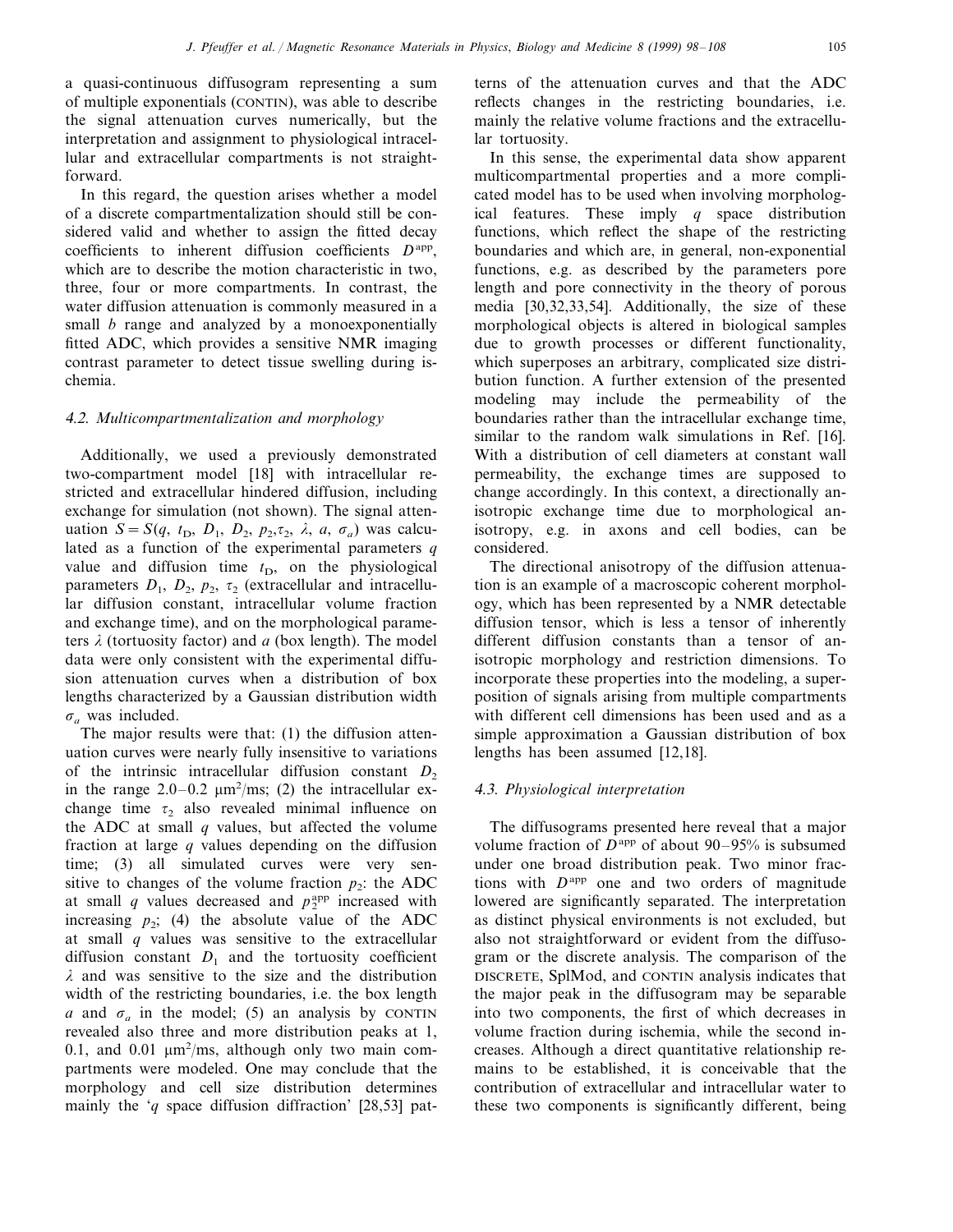a quasi-continuous diffusogram representing a sum of multiple exponentials (CONTIN), was able to describe the signal attenuation curves numerically, but the interpretation and assignment to physiological intracellular and extracellular compartments is not straightforward.

In this regard, the question arises whether a model of a discrete compartmentalization should still be considered valid and whether to assign the fitted decay coefficients to inherent diffusion coefficients $D^{\text{app}}$, which are to describe the motion characteristic in two, three, four or more compartments. In contrast, the water diffusion attenuation is commonly measured in a small $b$ range and analyzed by a monoexponentially fitted ADC, which provides a sensitive NMR imaging contrast parameter to detect tissue swelling during ischemia.

### 4.2. Multicompartmentalization and morphology

Additionally, we used a previously demonstrated two-compartment model [18] with intracellular restricted and extracellular hindered diffusion, including exchange for simulation (not shown). The signal attenuation $S = S(q, t_D, D_1, D_2, p_2, \tau_2, \lambda, a, \sigma_a)$ was calculated as a function of the experimental parameters $q$ value and diffusion time $t_D$, on the physiological parameters $D_1$, $D_2$, $p_2$, $\tau_2$ (extracellular and intracellular diffusion constant, intracellular volume fraction and exchange time), and on the morphological parameters $\lambda$ (tortuosity factor) and $a$ (box length). The model data were only consistent with the experimental diffusion attenuation curves when a distribution of box lengths characterized by a Gaussian distribution width $\sigma_a$ was included.

The major results were that: (1) the diffusion attenuation curves were nearly fully insensitive to variations of the intrinsic intracellular diffusion constant $D_2$ in the range 2.0–0.2 μm$^2$/ms; (2) the intracellular exchange time $\tau_2$ also revealed minimal influence on the ADC at small $q$ values, but affected the volume fraction at large $q$ values depending on the diffusion time; (3) all simulated curves were very sensitive to changes of the volume fraction $p_2$: the ADC at small $q$ values decreased and $p_2^{\text{app}}$ increased with increasing $p_2$; (4) the absolute value of the ADC at small $q$ values was sensitive to the extracellular diffusion constant $D_1$ and the tortuosity coefficient $\lambda$ and was sensitive to the size and the distribution width of the restricting boundaries, i.e. the box length $a$ and $\sigma_a$ in the model; (5) an analysis by CONTIN revealed also three and more distribution peaks at 1, 0.1, and 0.01 μm$^2$/ms, although only two main compartments were modeled. One may conclude that the morphology and cell size distribution determines mainly the '$q$ space diffusion diffraction' [28,53] patterns of the attenuation curves and that the ADC reflects changes in the restricting boundaries, i.e. mainly the relative volume fractions and the extracellular tortuosity.

In this sense, the experimental data show apparent multicompartmental properties and a more complicated model has to be used when involving morphological features. These imply $q$ space distribution functions, which reflect the shape of the restricting boundaries and which are, in general, non-exponential functions, e.g. as described by the parameters pore length and pore connectivity in the theory of porous media [30,32,33,54]. Additionally, the size of these morphological objects is altered in biological samples due to growth processes or different functionality, which superposes an arbitrary, complicated size distribution function. A further extension of the presented modeling may include the permeability of the boundaries rather than the intracellular exchange time, similar to the random walk simulations in Ref. [16]. With a distribution of cell diameters at constant wall permeability, the exchange times are supposed to change accordingly. In this context, a directionally anisotropic exchange time due to morphological anisotropy, e.g. in axons and cell bodies, can be considered.

The directional anisotropy of the diffusion attenuation is an example of a macroscopic coherent morphology, which has been represented by a NMR detectable diffusion tensor, which is less a tensor of inherently different diffusion constants than a tensor of anisotropic morphology and restriction dimensions. To incorporate these properties into the modeling, a superposition of signals arising from multiple compartments with different cell dimensions has been used and as a simple approximation a Gaussian distribution of box lengths has been assumed [12,18].

### 4.3. Physiological interpretation

The diffusograms presented here reveal that a major volume fraction of $D^{\text{app}}$ of about 90–95% is subsumed under one broad distribution peak. Two minor fractions with $D^{\text{app}}$ one and two orders of magnitude lowered are significantly separated. The interpretation as distinct physical environments is not excluded, but also not straightforward or evident from the diffusogram or the discrete analysis. The comparison of the DISCRETE, SplMod, and CONTIN analysis indicates that the major peak in the diffusogram may be separable into two components, the first of which decreases in volume fraction during ischemia, while the second increases. Although a direct quantitative relationship remains to be established, it is conceivable that the contribution of extracellular and intracellular water to these two components is significantly different, being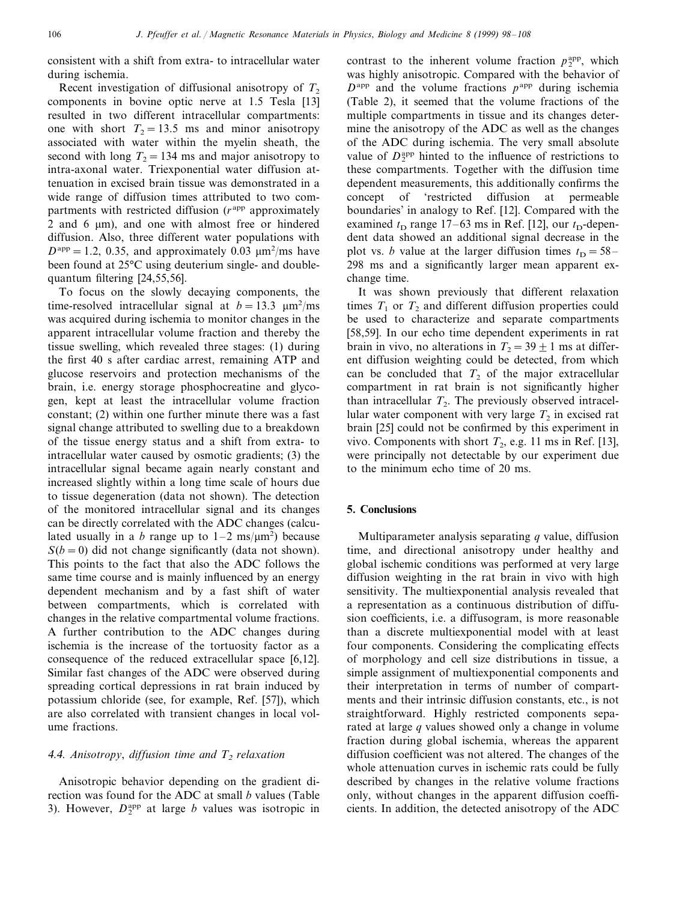consistent with a shift from extra- to intracellular water during ischemia.

Recent investigation of diffusional anisotropy of $T_2$ components in bovine optic nerve at 1.5 Tesla [13] resulted in two different intracellular compartments: one with short $T_2 = 13.5$ ms and minor anisotropy associated with water within the myelin sheath, the second with long $T_2 = 134$ ms and major anisotropy to intra-axonal water. Triexponential water diffusion attenuation in excised brain tissue was demonstrated in a wide range of diffusion times attributed to two compartments with restricted diffusion ($r^{app}$ approximately 2 and 6 μm), and one with almost free or hindered diffusion. Also, three different water populations with $D^{app} = 1.2$, 0.35, and approximately 0.03 μm²/ms have been found at 25°C using deuterium single- and double-quantum filtering [24,55,56].

To focus on the slowly decaying components, the time-resolved intracellular signal at $b = 13.3$ μm²/ms was acquired during ischemia to monitor changes in the apparent intracellular volume fraction and thereby the tissue swelling, which revealed three stages: (1) during the first 40 s after cardiac arrest, remaining ATP and glucose reservoirs and protection mechanisms of the brain, i.e. energy storage phosphocreatine and glycogen, kept at least the intracellular volume fraction constant; (2) within one further minute there was a fast signal change attributed to swelling due to a breakdown of the tissue energy status and a shift from extra- to intracellular water caused by osmotic gradients; (3) the intracellular signal became again nearly constant and increased slightly within a long time scale of hours due to tissue degeneration (data not shown). The detection of the monitored intracellular signal and its changes can be directly correlated with the ADC changes (calculated usually in a $b$ range up to 1–2 ms/μm²) because $S(b = 0)$ did not change significantly (data not shown). This points to the fact that also the ADC follows the same time course and is mainly influenced by an energy dependent mechanism and by a fast shift of water between compartments, which is correlated with changes in the relative compartmental volume fractions. A further contribution to the ADC changes during ischemia is the increase of the tortuosity factor as a consequence of the reduced extracellular space [6,12]. Similar fast changes of the ADC were observed during spreading cortical depressions in rat brain induced by potassium chloride (see, for example, Ref. [57]), which are also correlated with transient changes in local volume fractions.

### 4.4. Anisotropy, diffusion time and $T_2$ relaxation

Anisotropic behavior depending on the gradient direction was found for the ADC at small $b$ values (Table 3). However, $D_2^{app}$ at large $b$ values was isotropic in contrast to the inherent volume fraction $p_2^{app}$, which was highly anisotropic. Compared with the behavior of $D^{app}$ and the volume fractions $p^{app}$ during ischemia (Table 2), it seemed that the volume fractions of the multiple compartments in tissue and its changes determine the anisotropy of the ADC as well as the changes of the ADC during ischemia. The very small absolute value of $D_2^{app}$ hinted to the influence of restrictions to these compartments. Together with the diffusion time dependent measurements, this additionally confirms the concept of 'restricted diffusion at permeable boundaries' in analogy to Ref. [12]. Compared with the examined $t_D$ range 17–63 ms in Ref. [12], our $t_D$-dependent data showed an additional signal decrease in the plot vs. $b$ value at the larger diffusion times $t_D = 58$–298 ms and a significantly larger mean apparent exchange time.

It was shown previously that different relaxation times $T_1$ or $T_2$ and different diffusion properties could be used to characterize and separate compartments [58,59]. In our echo time dependent experiments in rat brain in vivo, no alterations in $T_2 = 39 \pm 1$ ms at different diffusion weighting could be detected, from which can be concluded that $T_2$ of the major extracellular compartment in rat brain is not significantly higher than intracellular $T_2$. The previously observed intracellular water component with very large $T_2$ in excised rat brain [25] could not be confirmed by this experiment in vivo. Components with short $T_2$, e.g. 11 ms in Ref. [13], were principally not detectable by our experiment due to the minimum echo time of 20 ms.

## 5. Conclusions

Multiparameter analysis separating $q$ value, diffusion time, and directional anisotropy under healthy and global ischemic conditions was performed at very large diffusion weighting in the rat brain in vivo with high sensitivity. The multiexponential analysis revealed that a representation as a continuous distribution of diffusion coefficients, i.e. a diffusogram, is more reasonable than a discrete multiexponential model with at least four components. Considering the complicating effects of morphology and cell size distributions in tissue, a simple assignment of multiexponential components and their interpretation in terms of number of compartments and their intrinsic diffusion constants, etc., is not straightforward. Highly restricted components separated at large $q$ values showed only a change in volume fraction during global ischemia, whereas the apparent diffusion coefficient was not altered. The changes of the whole attenuation curves in ischemic rats could be fully described by changes in the relative volume fractions only, without changes in the apparent diffusion coefficients. In addition, the detected anisotropy of the ADC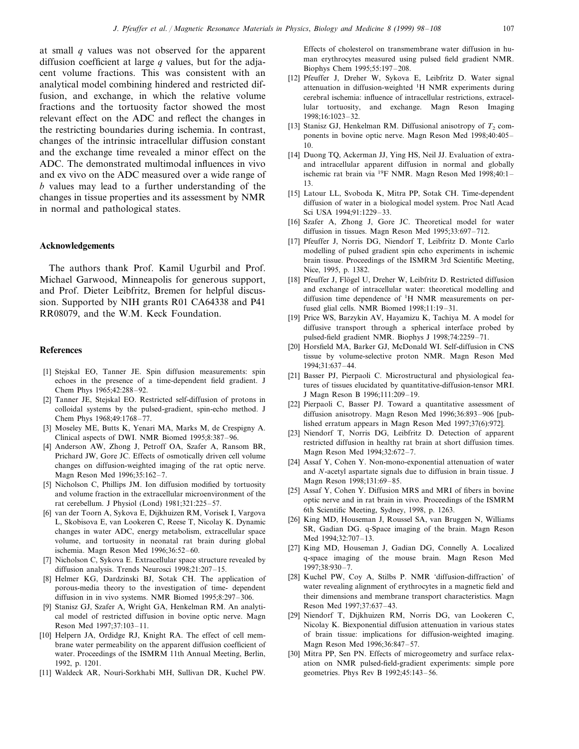at small $q$ values was not observed for the apparent diffusion coefficient at large $q$ values, but for the adjacent volume fractions. This was consistent with an analytical model combining hindered and restricted diffusion, and exchange, in which the relative volume fractions and the tortuosity factor showed the most relevant effect on the ADC and reflect the changes in the restricting boundaries during ischemia. In contrast, changes of the intrinsic intracellular diffusion constant and the exchange time revealed a minor effect on the ADC. The demonstrated multimodal influences in vivo and ex vivo on the ADC measured over a wide range of $b$ values may lead to a further understanding of the changes in tissue properties and its assessment by NMR in normal and pathological states.

## Acknowledgements

The authors thank Prof. Kamil Ugurbil and Prof. Michael Garwood, Minneapolis for generous support, and Prof. Dieter Leibfritz, Bremen for helpful discussion. Supported by NIH grants R01 CA64338 and P41 RR08079, and the W.M. Keck Foundation.

## References

[1] Stejskal EO, Tanner JE. Spin diffusion measurements: spin echoes in the presence of a time-dependent field gradient. J Chem Phys 1965;42:288–92.

[2] Tanner JE, Stejskal EO. Restricted self-diffusion of protons in colloidal systems by the pulsed-gradient, spin-echo method. J Chem Phys 1968;49:1768–77.

[3] Moseley ME, Butts K, Yenari MA, Marks M, de Crespigny A. Clinical aspects of DWI. NMR Biomed 1995;8:387–96.

[4] Anderson AW, Zhong J, Petroff OA, Szafer A, Ransom BR, Prichard JW, Gore JC. Effects of osmotically driven cell volume changes on diffusion-weighted imaging of the rat optic nerve. Magn Reson Med 1996;35:162–7.

[5] Nicholson C, Phillips JM. Ion diffusion modified by tortuosity and volume fraction in the extracellular microenvironment of the rat cerebellum. J Physiol (Lond) 1981;321:225–57.

[6] van der Toorn A, Sykova E, Dijkhuizen RM, Vorisek I, Vargova L, Skobisova E, van Lookeren C, Reese T, Nicolay K. Dynamic changes in water ADC, energy metabolism, extracellular space volume, and tortuosity in neonatal rat brain during global ischemia. Magn Reson Med 1996;36:52–60.

[7] Nicholson C, Sykova E. Extracellular space structure revealed by diffusion analysis. Trends Neurosci 1998;21:207–15.

[8] Helmer KG, Dardzinski BJ, Sotak CH. The application of porous-media theory to the investigation of time- dependent diffusion in in vivo systems. NMR Biomed 1995;8:297–306.

[9] Stanisz GJ, Szafer A, Wright GA, Henkelman RM. An analytical model of restricted diffusion in bovine optic nerve. Magn Reson Med 1997;37:103–11.

[10] Helpern JA, Ordidge RJ, Knight RA. The effect of cell membrane water permeability on the apparent diffusion coefficient of water. Proceedings of the ISMRM 11th Annual Meeting, Berlin, 1992, p. 1201.

[11] Waldeck AR, Nouri-Sorkhabi MH, Sullivan DR, Kuchel PW. Effects of cholesterol on transmembrane water diffusion in human erythrocytes measured using pulsed field gradient NMR. Biophys Chem 1995;55:197–208.

[12] Pfeuffer J, Dreher W, Sykova E, Leibfritz D. Water signal attenuation in diffusion-weighted $^1$H NMR experiments during cerebral ischemia: influence of intracellular restrictions, extracellular tortuosity, and exchange. Magn Reson Imaging 1998;16:1023–32.

[13] Stanisz GJ, Henkelman RM. Diffusional anisotropy of $T_2$ components in bovine optic nerve. Magn Reson Med 1998;40:405–10.

[14] Duong TQ, Ackerman JJ, Ying HS, Neil JJ. Evaluation of extra- and intracellular apparent diffusion in normal and globally ischemic rat brain via $^{19}$F NMR. Magn Reson Med 1998;40:1–13.

[15] Latour LL, Svoboda K, Mitra PP, Sotak CH. Time-dependent diffusion of water in a biological model system. Proc Natl Acad Sci USA 1994;91:1229–33.

[16] Szafer A, Zhong J, Gore JC. Theoretical model for water diffusion in tissues. Magn Reson Med 1995;33:697–712.

[17] Pfeuffer J, Norris DG, Niendorf T, Leibfritz D. Monte Carlo modelling of pulsed gradient spin echo experiments in ischemic brain tissue. Proceedings of the ISMRM 3rd Scientific Meeting, Nice, 1995, p. 1382.

[18] Pfeuffer J, Flögel U, Dreher W, Leibfritz D. Restricted diffusion and exchange of intracellular water: theoretical modelling and diffusion time dependence of $^1$H NMR measurements on perfused glial cells. NMR Biomed 1998;11:19–31.

[19] Price WS, Barzykin AV, Hayamizu K, Tachiya M. A model for diffusive transport through a spherical interface probed by pulsed-field gradient NMR. Biophys J 1998;74:2259–71.

[20] Horsfield MA, Barker GJ, McDonald WI. Self-diffusion in CNS tissue by volume-selective proton NMR. Magn Reson Med 1994;31:637–44.

[21] Basser PJ, Pierpaoli C. Microstructural and physiological features of tissues elucidated by quantitative-diffusion-tensor MRI. J Magn Reson B 1996;111:209–19.

[22] Pierpaoli C, Basser PJ. Toward a quantitative assessment of diffusion anisotropy. Magn Reson Med 1996;36:893–906 [published erratum appears in Magn Reson Med 1997;37(6):972].

[23] Niendorf T, Norris DG, Leibfritz D. Detection of apparent restricted diffusion in healthy rat brain at short diffusion times. Magn Reson Med 1994;32:672–7.

[24] Assaf Y, Cohen Y. Non-mono-exponential attenuation of water and $N$-acetyl aspartate signals due to diffusion in brain tissue. J Magn Reson 1998;131:69–85.

[25] Assaf Y, Cohen Y. Diffusion MRS and MRI of fibers in bovine optic nerve and in rat brain in vivo. Proceedings of the ISMRM 6th Scientific Meeting, Sydney, 1998, p. 1263.

[26] King MD, Houseman J, Roussel SA, van Bruggen N, Williams SR, Gadian DG. q-Space imaging of the brain. Magn Reson Med 1994;32:707–13.

[27] King MD, Houseman J, Gadian DG, Connelly A. Localized q-space imaging of the mouse brain. Magn Reson Med 1997;38:930–7.

[28] Kuchel PW, Coy A, Stilbs P. NMR 'diffusion-diffraction' of water revealing alignment of erythrocytes in a magnetic field and their dimensions and membrane transport characteristics. Magn Reson Med 1997;37:637–43.

[29] Niendorf T, Dijkhuizen RM, Norris DG, van Lookeren C, Nicolay K. Biexponential diffusion attenuation in various states of brain tissue: implications for diffusion-weighted imaging. Magn Reson Med 1996;36:847–57.

[30] Mitra PP, Sen PN. Effects of microgeometry and surface relaxation on NMR pulsed-field-gradient experiments: simple pore geometries. Phys Rev B 1992;45:143–56.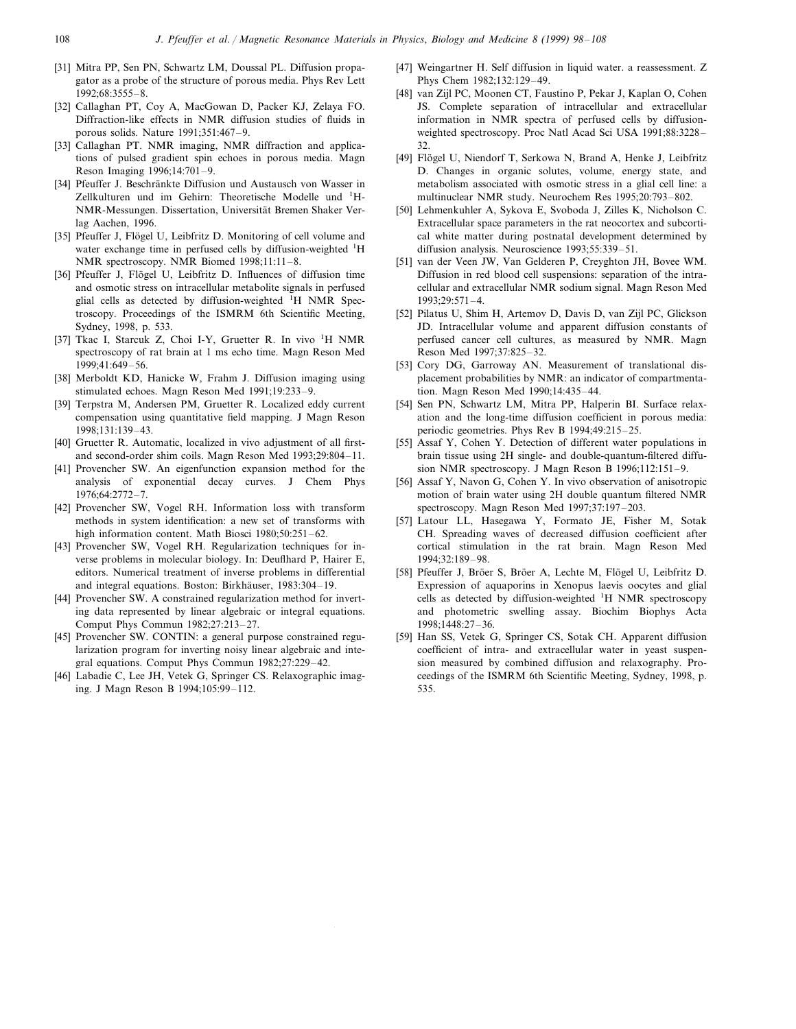[31] Mitra PP, Sen PN, Schwartz LM, Doussal PL. Diffusion propagator as a probe of the structure of porous media. Phys Rev Lett 1992;68:3555–8.

[32] Callaghan PT, Coy A, MacGowan D, Packer KJ, Zelaya FO. Diffraction-like effects in NMR diffusion studies of fluids in porous solids. Nature 1991;351:467–9.

[33] Callaghan PT. NMR imaging, NMR diffraction and applications of pulsed gradient spin echoes in porous media. Magn Reson Imaging 1996;14:701–9.

[34] Pfeuffer J. Beschränkte Diffusion und Austausch von Wasser in Zellkulturen und im Gehirn: Theoretische Modelle und $^{1}$H-NMR-Messungen. Dissertation, Universität Bremen Shaker Verlag Aachen, 1996.

[35] Pfeuffer J, Flögel U, Leibfritz D. Monitoring of cell volume and water exchange time in perfused cells by diffusion-weighted $^{1}$H NMR spectroscopy. NMR Biomed 1998;11:11–8.

[36] Pfeuffer J, Flögel U, Leibfritz D. Influences of diffusion time and osmotic stress on intracellular metabolite signals in perfused glial cells as detected by diffusion-weighted $^{1}$H NMR Spectroscopy. Proceedings of the ISMRM 6th Scientific Meeting, Sydney, 1998, p. 533.

[37] Tkac I, Starcuk Z, Choi I-Y, Gruetter R. In vivo $^{1}$H NMR spectroscopy of rat brain at 1 ms echo time. Magn Reson Med 1999;41:649–56.

[38] Merboldt KD, Hanicke W, Frahm J. Diffusion imaging using stimulated echoes. Magn Reson Med 1991;19:233–9.

[39] Terpstra M, Andersen PM, Gruetter R. Localized eddy current compensation using quantitative field mapping. J Magn Reson 1998;131:139–43.

[40] Gruetter R. Automatic, localized in vivo adjustment of all first- and second-order shim coils. Magn Reson Med 1993;29:804–11.

[41] Provencher SW. An eigenfunction expansion method for the analysis of exponential decay curves. J Chem Phys 1976;64:2772–7.

[42] Provencher SW, Vogel RH. Information loss with transform methods in system identification: a new set of transforms with high information content. Math Biosci 1980;50:251–62.

[43] Provencher SW, Vogel RH. Regularization techniques for inverse problems in molecular biology. In: Deuflhard P, Hairer E, editors. Numerical treatment of inverse problems in differential and integral equations. Boston: Birkhäuser, 1983:304–19.

[44] Provencher SW. A constrained regularization method for inverting data represented by linear algebraic or integral equations. Comput Phys Commun 1982;27:213–27.

[45] Provencher SW. CONTIN: a general purpose constrained regularization program for inverting noisy linear algebraic and integral equations. Comput Phys Commun 1982;27:229–42.

[46] Labadie C, Lee JH, Vetek G, Springer CS. Relaxographic imaging. J Magn Reson B 1994;105:99–112.

[47] Weingartner H. Self diffusion in liquid water. a reassessment. Z Phys Chem 1982;132:129–49.

[48] van Zijl PC, Moonen CT, Faustino P, Pekar J, Kaplan O, Cohen JS. Complete separation of intracellular and extracellular information in NMR spectra of perfused cells by diffusion-weighted spectroscopy. Proc Natl Acad Sci USA 1991;88:3228–32.

[49] Flögel U, Niendorf T, Serkowa N, Brand A, Henke J, Leibfritz D. Changes in organic solutes, volume, energy state, and metabolism associated with osmotic stress in a glial cell line: a multinuclear NMR study. Neurochem Res 1995;20:793–802.

[50] Lehmenkuhler A, Sykova E, Svoboda J, Zilles K, Nicholson C. Extracellular space parameters in the rat neocortex and subcortical white matter during postnatal development determined by diffusion analysis. Neuroscience 1993;55:339–51.

[51] van der Veen JW, Van Gelderen P, Creyghton JH, Bovee WM. Diffusion in red blood cell suspensions: separation of the intracellular and extracellular NMR sodium signal. Magn Reson Med 1993;29:571–4.

[52] Pilatus U, Shim H, Artemov D, Davis D, van Zijl PC, Glickson JD. Intracellular volume and apparent diffusion constants of perfused cancer cell cultures, as measured by NMR. Magn Reson Med 1997;37:825–32.

[53] Cory DG, Garroway AN. Measurement of translational displacement probabilities by NMR: an indicator of compartmentation. Magn Reson Med 1990;14:435–44.

[54] Sen PN, Schwartz LM, Mitra PP, Halperin BI. Surface relaxation and the long-time diffusion coefficient in porous media: periodic geometries. Phys Rev B 1994;49:215–25.

[55] Assaf Y, Cohen Y. Detection of different water populations in brain tissue using 2H single- and double-quantum-filtered diffusion NMR spectroscopy. J Magn Reson B 1996;112:151–9.

[56] Assaf Y, Navon G, Cohen Y. In vivo observation of anisotropic motion of brain water using 2H double quantum filtered NMR spectroscopy. Magn Reson Med 1997;37:197–203.

[57] Latour LL, Hasegawa Y, Formato JE, Fisher M, Sotak CH. Spreading waves of decreased diffusion coefficient after cortical stimulation in the rat brain. Magn Reson Med 1994;32:189–98.

[58] Pfeuffer J, Bröer S, Bröer A, Lechte M, Flögel U, Leibfritz D. Expression of aquaporins in Xenopus laevis oocytes and glial cells as detected by diffusion-weighted $^{1}$H NMR spectroscopy and photometric swelling assay. Biochim Biophys Acta 1998;1448:27–36.

[59] Han SS, Vetek G, Springer CS, Sotak CH. Apparent diffusion coefficient of intra- and extracellular water in yeast suspension measured by combined diffusion and relaxography. Proceedings of the ISMRM 6th Scientific Meeting, Sydney, 1998, p. 535.